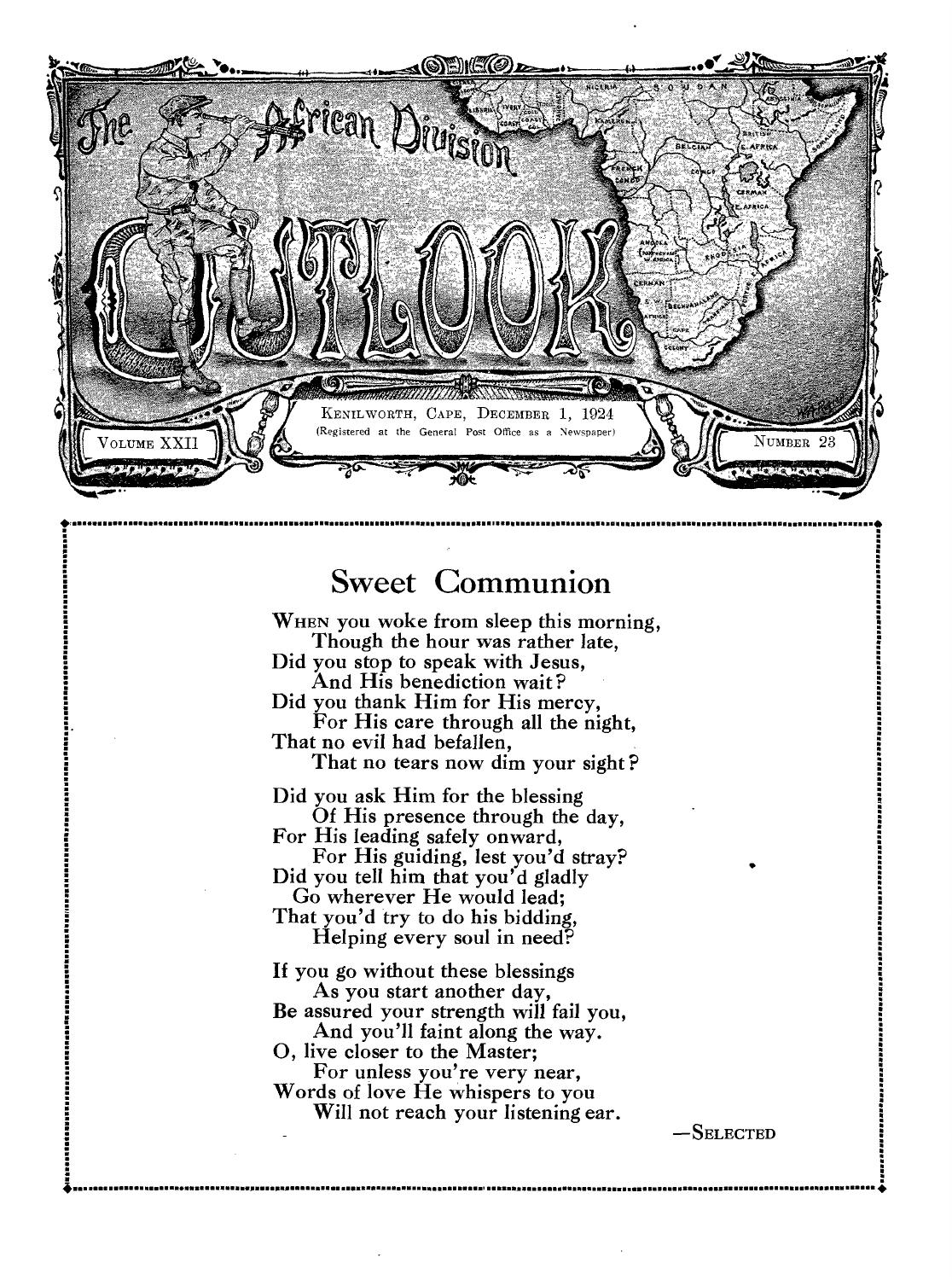# The African Division Outlook

KENILWORTH, CAPE, DECEMBER 1, 1924

(Registered at the General Post Office as a Newspaper)

VOLUME XXII — NUMBER 23

## Sweet Communion

WHEN you woke from sleep this morning,
Though the hour was rather late,
Did you stop to speak with Jesus,
And His benediction wait?
Did you thank Him for His mercy,
For His care through all the night,
That no evil had befallen,
That no tears now dim your sight?

Did you ask Him for the blessing
Of His presence through the day,
For His leading safely onward,
For His guiding, lest you'd stray?
Did you tell him that you'd gladly
Go wherever He would lead;
That you'd try to do his bidding,
Helping every soul in need?

If you go without these blessings
As you start another day,
Be assured your strength will fail you,
And you'll faint along the way.
O, live closer to the Master;
For unless you're very near,
Words of love He whispers to you
Will not reach your listening ear.

—SELECTED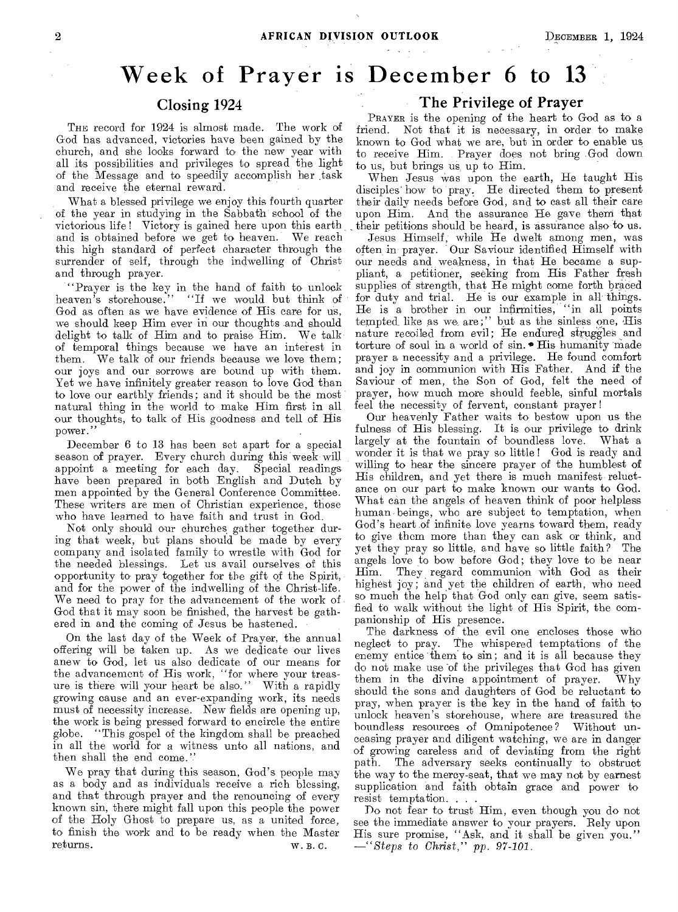# Week of Prayer is December 6 to 13

## Closing 1924

THE record for 1924 is almost made. The work of God has advanced, victories have been gained by the church, and she looks forward to the new year with all its possibilities and privileges to spread the light of the Message and to speedily accomplish her task and receive the eternal reward.

What a blessed privilege we enjoy this fourth quarter of the year in studying in the Sabbath school of the victorious life! Victory is gained here upon this earth and is obtained before we get to heaven. We reach this high standard of perfect character through the surrender of self, through the indwelling of Christ and through prayer.

"Prayer is the key in the hand of faith to unlock heaven's storehouse." "If we would but think of God as often as we have evidence of His care for us, we should keep Him ever in our thoughts and should delight to talk of Him and to praise Him. We talk of temporal things because we have an interest in them. We talk of our friends because we love them; our joys and our sorrows are bound up with them. Yet we have infinitely greater reason to love God than to love our earthly friends; and it should be the most natural thing in the world to make Him first in all our thoughts, to talk of His goodness and tell of His power."

December 6 to 13 has been set apart for a special season of prayer. Every church during this week will appoint a meeting for each day. Special readings have been prepared in both English and Dutch by men appointed by the General Conference Committee. These writers are men of Christian experience, those who have learned to have faith and trust in God.

Not only should our churches gather together during that week, but plans should be made by every company and isolated family to wrestle with God for the needed blessings. Let us avail ourselves of this opportunity to pray together for the gift of the Spirit, and for the power of the indwelling of the Christ-life. We need to pray for the advancement of the work of God that it may soon be finished, the harvest be gathered in and the coming of Jesus be hastened.

On the last day of the Week of Prayer, the annual offering will be taken up. As we dedicate our lives anew to God, let us also dedicate of our means for the advancement of His work, "for where your treasure is there will your heart be also." With a rapidly growing cause and an ever-expanding work, its needs must of necessity increase. New fields are opening up, the work is being pressed forward to encircle the entire globe. "This gospel of the kingdom shall be preached in all the world for a witness unto all nations, and then shall the end come."

We pray that during this season, God's people may as a body and as individuals receive a rich blessing, and that through prayer and the renouncing of every known sin, there might fall upon this people the power of the Holy Ghost to prepare us, as a united force, to finish the work and to be ready when the Master returns.

W. B. C.

## The Privilege of Prayer

PRAYER is the opening of the heart to God as to a friend. Not that it is necessary, in order to make known to God what we are, but in order to enable us to receive Him. Prayer does not bring God down to us, but brings us up to Him.

When Jesus was upon the earth, He taught His disciples how to pray. He directed them to present their daily needs before God, and to cast all their care upon Him. And the assurance He gave them that their petitions should be heard, is assurance also to us.

Jesus Himself, while He dwelt among men, was often in prayer. Our Saviour identified Himself with our needs and weakness, in that He became a suppliant, a petitioner, seeking from His Father fresh supplies of strength, that He might come forth braced for duty and trial. He is our example in all things. He is a brother in our infirmities, "in all points tempted like as we are;" but as the sinless one, His nature recoiled from evil; He endured struggles and torture of soul in a world of sin. His humanity made prayer a necessity and a privilege. He found comfort and joy in communion with His Father. And if the Saviour of men, the Son of God, felt the need of prayer, how much more should feeble, sinful mortals feel the necessity of fervent, constant prayer!

Our heavenly Father waits to bestow upon us the fulness of His blessing. It is our privilege to drink largely at the fountain of boundless love. What a wonder it is that we pray so little! God is ready and willing to hear the sincere prayer of the humblest of His children, and yet there is much manifest reluctance on our part to make known our wants to God. What can the angels of heaven think of poor helpless human beings, who are subject to temptation, when God's heart of infinite love yearns toward them, ready to give them more than they can ask or think, and yet they pray so little, and have so little faith? The angels love to bow before God; they love to be near Him. They regard communion with God as their highest joy; and yet the children of earth, who need so much the help that God only can give, seem satisfied to walk without the light of His Spirit, the companionship of His presence.

The darkness of the evil one encloses those who neglect to pray. The whispered temptations of the enemy entice them to sin; and it is all because they do not make use of the privileges that God has given them in the divine appointment of prayer. Why should the sons and daughters of God be reluctant to pray, when prayer is the key in the hand of faith to unlock heaven's storehouse, where are treasured the boundless resources of Omnipotence? Without unceasing prayer and diligent watching, we are in danger of growing careless and of deviating from the right path. The adversary seeks continually to obstruct the way to the mercy-seat, that we may not by earnest supplication and faith obtain grace and power to resist temptation. . . .

Do not fear to trust Him, even though you do not see the immediate answer to your prayers. Rely upon His sure promise, "Ask, and it shall be given you." —*"Steps to Christ," pp. 97-101.*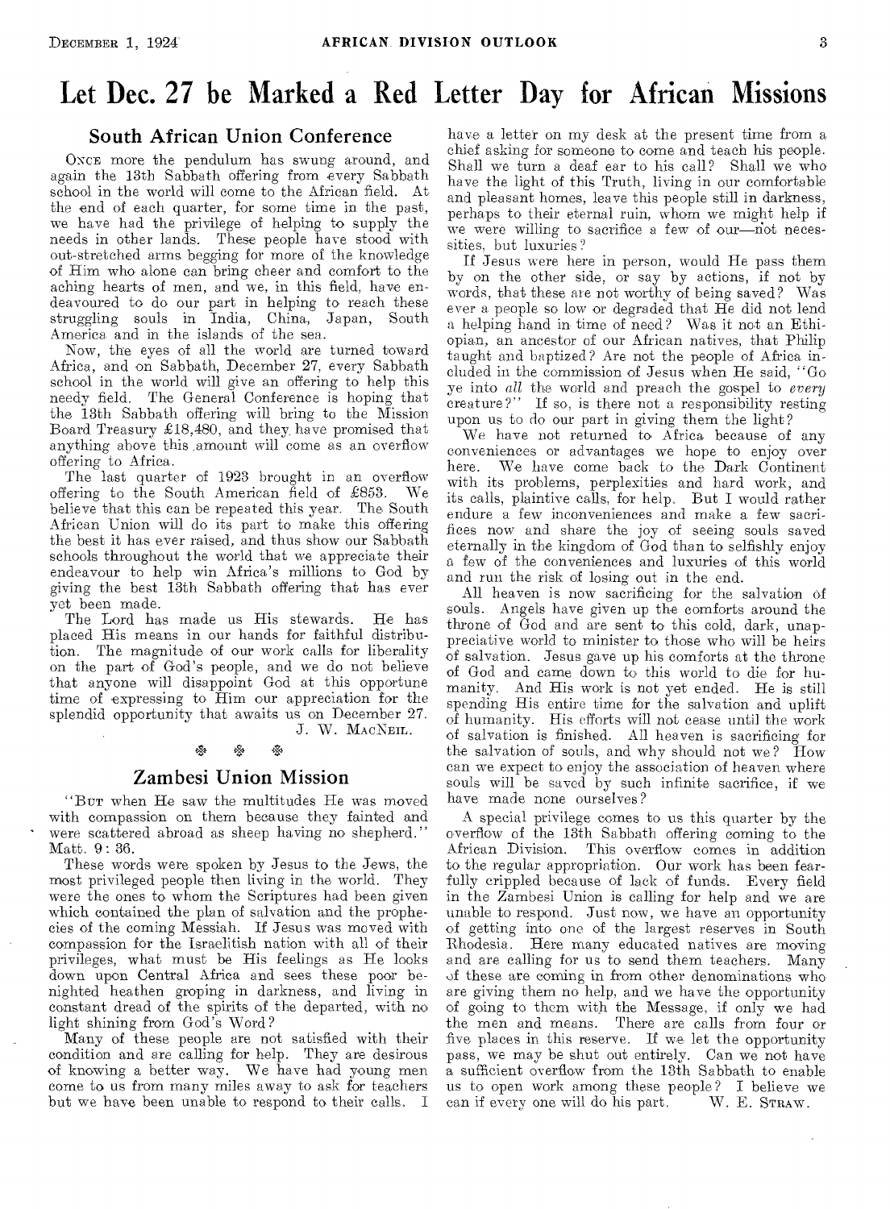# Let Dec. 27 be Marked a Red Letter Day for African Missions

## South African Union Conference

Once more the pendulum has swung around, and again the 13th Sabbath offering from every Sabbath school in the world will come to the African field. At the end of each quarter, for some time in the past, we have had the privilege of helping to supply the needs in other lands. These people have stood with out-stretched arms begging for more of the knowledge of Him who alone can bring cheer and comfort to the aching hearts of men, and we, in this field, have endeavoured to do our part in helping to reach these struggling souls in India, China, Japan, South America and in the islands of the sea.

Now, the eyes of all the world are turned toward Africa, and on Sabbath, December 27, every Sabbath school in the world will give an offering to help this needy field. The General Conference is hoping that the 13th Sabbath offering will bring to the Mission Board Treasury £18,480, and they have promised that anything above this amount will come as an overflow offering to Africa.

The last quarter of 1923 brought in an overflow offering to the South American field of £853. We believe that this can be repeated this year. The South African Union will do its part to make this offering the best it has ever raised, and thus show our Sabbath schools throughout the world that we appreciate their endeavour to help win Africa's millions to God by giving the best 13th Sabbath offering that has ever yet been made.

The Lord has made us His stewards. He has placed His means in our hands for faithful distribution. The magnitude of our work calls for liberality on the part of God's people, and we do not believe that anyone will disappoint God at this opportune time of expressing to Him our appreciation for the splendid opportunity that awaits us on December 27.

J. W. MacNeil.

## Zambesi Union Mission

"But when He saw the multitudes He was moved with compassion on them because they fainted and were scattered abroad as sheep having no shepherd." Matt. 9: 36.

These words were spoken by Jesus to the Jews, the most privileged people then living in the world. They were the ones to whom the Scriptures had been given which contained the plan of salvation and the prophecies of the coming Messiah. If Jesus was moved with compassion for the Israelitish nation with all of their privileges, what must be His feelings as He looks down upon Central Africa and sees these poor benighted heathen groping in darkness, and living in constant dread of the spirits of the departed, with no light shining from God's Word?

Many of these people are not satisfied with their condition and are calling for help. They are desirous of knowing a better way. We have had young men come to us from many miles away to ask for teachers but we have been unable to respond to their calls. I have a letter on my desk at the present time from a chief asking for someone to come and teach his people. Shall we turn a deaf ear to his call? Shall we who have the light of this Truth, living in our comfortable and pleasant homes, leave this people still in darkness, perhaps to their eternal ruin, whom we might help if we were willing to sacrifice a few of our—not necessities, but luxuries?

If Jesus were here in person, would He pass them by on the other side, or say by actions, if not by words, that these are not worthy of being saved? Was ever a people so low or degraded that He did not lend a helping hand in time of need? Was it not an Ethiopian, an ancestor of our African natives, that Philip taught and baptized? Are not the people of Africa included in the commission of Jesus when He said, "Go ye into *all* the world and preach the gospel to *every* creature?" If so, is there not a responsibility resting upon us to do our part in giving them the light?

We have not returned to Africa because of any conveniences or advantages we hope to enjoy over here. We have come back to the Dark Continent with its problems, perplexities and hard work, and its calls, plaintive calls, for help. But I would rather endure a few inconveniences and make a few sacrifices now and share the joy of seeing souls saved eternally in the kingdom of God than to selfishly enjoy a few of the conveniences and luxuries of this world and run the risk of losing out in the end.

All heaven is now sacrificing for the salvation of souls. Angels have given up the comforts around the throne of God and are sent to this cold, dark, unappreciative world to minister to those who will be heirs of salvation. Jesus gave up his comforts at the throne of God and came down to this world to die for humanity. And His work is not yet ended. He is still spending His entire time for the salvation and uplift of humanity. His efforts will not cease until the work of salvation is finished. All heaven is sacrificing for the salvation of souls, and why should not we? How can we expect to enjoy the association of heaven where souls will be saved by such infinite sacrifice, if we have made none ourselves?

A special privilege comes to us this quarter by the overflow of the 13th Sabbath offering coming to the African Division. This overflow comes in addition to the regular appropriation. Our work has been fearfully crippled because of lack of funds. Every field in the Zambesi Union is calling for help and we are unable to respond. Just now, we have an opportunity of getting into one of the largest reserves in South Rhodesia. Here many educated natives are moving and are calling for us to send them teachers. Many of these are coming in from other denominations who are giving them no help, and we have the opportunity of going to them with the Message, if only we had the men and means. There are calls from four or five places in this reserve. If we let the opportunity pass, we may be shut out entirely. Can we not have a sufficient overflow from the 13th Sabbath to enable us to open work among these people? I believe we can if every one will do his part.

W. E. Straw.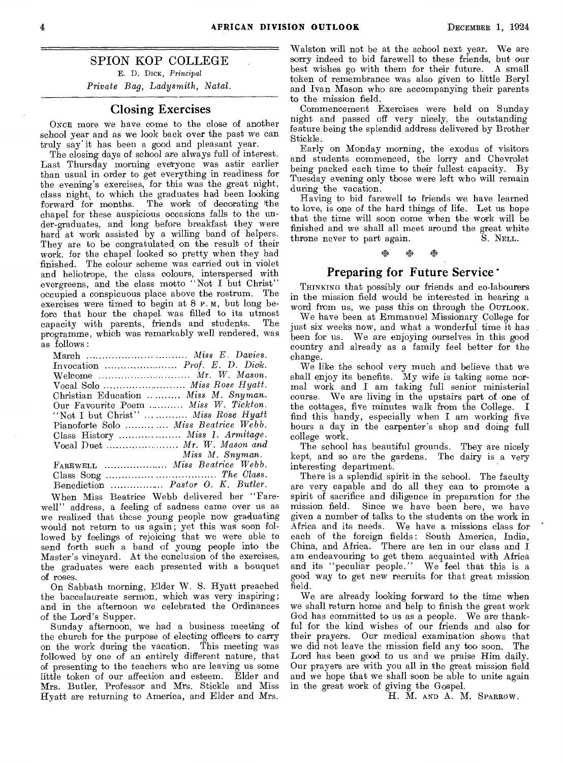## SPION KOP COLLEGE

E. D. DICK, *Principal*

*Private Bag, Ladysmith, Natal.*

### Closing Exercises

ONCE more we have come to the close of another school year and as we look back over the past we can truly say it has been a good and pleasant year.

The closing days of school are always full of interest. Last Thursday morning everyone was astir earlier than usual in order to get everything in readiness for the evening's exercises, for this was the great night, class night, to which the graduates had been looking forward for months. The work of decorating the chapel for these auspicious occasions falls to the under-graduates, and long before breakfast they were hard at work assisted by a willing band of helpers. They are to be congratulated on the result of their work, for the chapel looked so pretty when they had finished. The colour scheme was carried out in violet and heliotrope, the class colours, interspersed with evergreens, and the class motto "Not I but Christ" occupied a conspicuous place above the rostrum. The exercises were timed to begin at 8 P. M, but long before that hour the chapel was filled to its utmost capacity with parents, friends and students. The programme, which was remarkably well rendered, was as follows:

March .......... *Miss E. Davies.*
Invocation .......... *Prof. E. D. Dick.*
Welcome .......... *Mr. W. Mason.*
Vocal Solo .......... *Miss Rose Hyatt.*
Christian Education .......... *Miss M. Snyman.*
Our Favourite Poem .......... *Miss W. Tickton.*
"Not I but Christ" .......... *Miss Rose Hyatt*
Pianoforte Solo .......... *Miss Beatrice Webb.*
Class History .......... *Miss I. Armitage.*
Vocal Duet .......... *Mr. W. Mason and Miss M. Snyman.*
FAREWELL .......... *Miss Beatrice Webb.*
Class Song .......... *The Class.*
Benediction .......... *Pastor O. K. Butler.*

When Miss Beatrice Webb delivered her "Farewell" address, a feeling of sadness came over us as we realized that these young people now graduating would not return to us again; yet this was soon followed by feelings of rejoicing that we were able to send forth such a band of young people into the Master's vineyard. At the conclusion of the exercises, the graduates were each presented with a bouquet of roses.

On Sabbath morning, Elder W. S. Hyatt preached the baccalaureate sermon, which was very inspiring; and in the afternoon we celebrated the Ordinances of the Lord's Supper.

Sunday afternoon, we had a business meeting of the church for the purpose of electing officers to carry on the work during the vacation. This meeting was followed by one of an entirely different nature, that of presenting to the teachers who are leaving us some little token of our affection and esteem. Elder and Mrs. Butler, Professor and Mrs. Stickle and Miss Hyatt are returning to America, and Elder and Mrs. Walston will not be at the school next year. We are sorry indeed to bid farewell to these friends, but our best wishes go with them for their future. A small token of remembrance was also given to little Beryl and Ivan Mason who are accompanying their parents to the mission field.

Commencement Exercises were held on Sunday night and passed off very nicely, the outstanding feature being the splendid address delivered by Brother Stickle.

Early on Monday morning, the exodus of visitors and students commenced, the lorry and Chevrolet being packed each time to their fullest capacity. By Tuesday evening only those were left who will remain during the vacation.

Having to bid farewell to friends we have learned to love, is one of the hard things of life. Let us hope that the time will soon come when the work will be finished and we shall all meet around the great white throne never to part again.

S. NELL.

### Preparing for Future Service

THINKING that possibly our friends and co-labourers in the mission field would be interested in hearing a word from us, we pass this on through the OUTLOOK.

We have been at Emmanuel Missionary College for just six weeks now, and what a wonderful time it has been for us. We are enjoying ourselves in this good country and already as a family feel better for the change.

We like the school very much and believe that we shall enjoy its benefits. My wife is taking some normal work and I am taking full senior ministerial course. We are living in the upstairs part of one of the cottages, five minutes walk from the College. I find this handy, especially when I am working five hours a day in the carpenter's shop and doing full college work.

The school has beautiful grounds. They are nicely kept, and so are the gardens. The dairy is a very interesting department.

There is a splendid spirit in the school. The faculty are very capable and do all they can to promote a spirit of sacrifice and diligence in preparation for the mission field. Since we have been here, we have given a number of talks to the students on the work in Africa and its needs. We have a missions class for each of the foreign fields: South America, India, China, and Africa. There are ten in our class and I am endeavouring to get them acquainted with Africa and its "peculiar people." We feel that this is a good way to get new recruits for that great mission field.

We are already looking forward to the time when we shall return home and help to finish the great work God has committed to us as a people. We are thankful for the kind wishes of our friends and also for their prayers. Our medical examination shows that we did not leave the mission field any too soon. The Lord has been good to us and we praise Him daily. Our prayers are with you all in the great mission field and we hope that we shall soon be able to unite again in the great work of giving the Gospel.

H. M. AND A. M. SPARROW.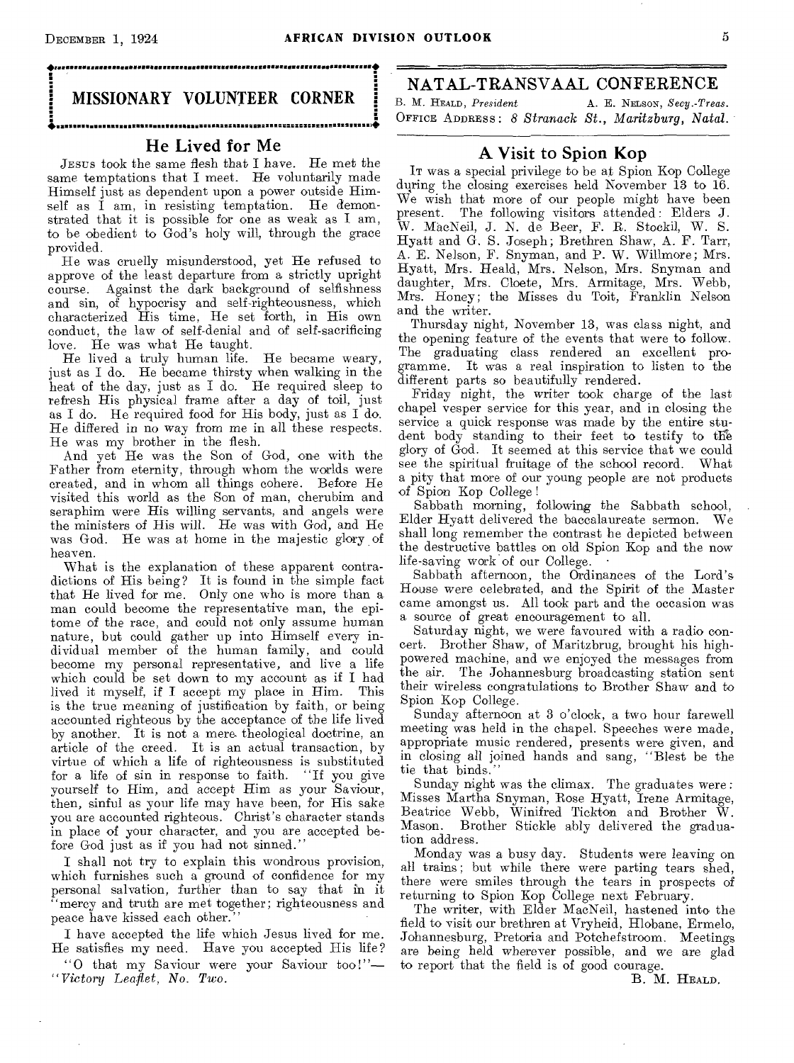## MISSIONARY VOLUNTEER CORNER

### He Lived for Me

JESUS took the same flesh that I have. He met the same temptations that I meet. He voluntarily made Himself just as dependent upon a power outside Himself as I am, in resisting temptation. He demonstrated that it is possible for one as weak as I am, to be obedient to God's holy will, through the grace provided.

He was cruelly misunderstood, yet He refused to approve of the least departure from a strictly upright course. Against the dark background of selfishness and sin, of hypocrisy and self-righteousness, which characterized His time, He set forth, in His own conduct, the law of self-denial and of self-sacrificing love. He was what He taught.

He lived a truly human life. He became weary, just as I do. He became thirsty when walking in the heat of the day, just as I do. He required sleep to refresh His physical frame after a day of toil, just as I do. He required food for His body, just as I do. He differed in no way from me in all these respects. He was my brother in the flesh.

And yet He was the Son of God, one with the Father from eternity, through whom the worlds were created, and in whom all things cohere. Before He visited this world as the Son of man, cherubim and seraphim were His willing servants, and angels were the ministers of His will. He was with God, and He was God. He was at home in the majestic glory of heaven.

What is the explanation of these apparent contradictions of His being? It is found in the simple fact that He lived for me. Only one who is more than a man could become the representative man, the epitome of the race, and could not only assume human nature, but could gather up into Himself every individual member of the human family, and could become my personal representative, and live a life which could be set down to my account as if I had lived it myself, if I accept my place in Him. This is the true meaning of justification by faith, or being accounted righteous by the acceptance of the life lived by another. It is not a mere theological doctrine, an article of the creed. It is an actual transaction, by virtue of which a life of righteousness is substituted for a life of sin in response to faith. "If you give yourself to Him, and accept Him as your Saviour, then, sinful as your life may have been, for His sake you are accounted righteous. Christ's character stands in place of your character, and you are accepted before God just as if you had not sinned."

I shall not try to explain this wondrous provision, which furnishes such a ground of confidence for my personal salvation, further than to say that in it "mercy and truth are met together; righteousness and peace have kissed each other."

I have accepted the life which Jesus lived for me. He satisfies my need. Have you accepted His life?

"O that my Saviour were your Saviour too!"—*"Victory Leaflet, No. Two.*

## NATAL-TRANSVAAL CONFERENCE

B. M. HEALD, *President* A. E. NELSON, *Secy.-Treas.*
OFFICE ADDRESS: *8 Stranack St., Maritzburg, Natal.*

### A Visit to Spion Kop

IT was a special privilege to be at Spion Kop College during the closing exercises held November 13 to 16. We wish that more of our people might have been present. The following visitors attended: Elders J. W. MacNeil, J. N. de Beer, F. R. Stockil, W. S. Hyatt and G. S. Joseph; Brethren Shaw, A. F. Tarr, A. E. Nelson, F. Snyman, and P. W. Willmore; Mrs. Hyatt, Mrs. Heald, Mrs. Nelson, Mrs. Snyman and daughter, Mrs. Cloete, Mrs. Armitage, Mrs. Webb, Mrs. Honey; the Misses du Toit, Franklin Nelson and the writer.

Thursday night, November 13, was class night, and the opening feature of the events that were to follow. The graduating class rendered an excellent programme. It was a real inspiration to listen to the different parts so beautifully rendered.

Friday night, the writer took charge of the last chapel vesper service for this year, and in closing the service a quick response was made by the entire student body standing to their feet to testify to the glory of God. It seemed at this service that we could see the spiritual fruitage of the school record. What a pity that more of our young people are not products of Spion Kop College!

Sabbath morning, following the Sabbath school, Elder Hyatt delivered the baccalaureate sermon. We shall long remember the contrast he depicted between the destructive battles on old Spion Kop and the now life-saving work of our College.

Sabbath afternoon, the Ordinances of the Lord's House were celebrated, and the Spirit of the Master came amongst us. All took part and the occasion was a source of great encouragement to all.

Saturday night, we were favoured with a radio concert. Brother Shaw, of Maritzbrug, brought his high-powered machine, and we enjoyed the messages from the air. The Johannesburg broadcasting station sent their wireless congratulations to Brother Shaw and to Spion Kop College.

Sunday afternoon at 3 o'clock, a two hour farewell meeting was held in the chapel. Speeches were made, appropriate music rendered, presents were given, and in closing all joined hands and sang, "Blest be the tie that binds."

Sunday night was the climax. The graduates were: Misses Martha Snyman, Rose Hyatt, Irene Armitage, Beatrice Webb, Winifred Tickton and Brother W. Mason. Brother Stickle ably delivered the graduation address.

Monday was a busy day. Students were leaving on all trains; but while there were parting tears shed, there were smiles through the tears in prospects of returning to Spion Kop College next February.

The writer, with Elder MacNeil, hastened into the field to visit our brethren at Vryheid, Hlobane, Ermelo, Johannesburg, Pretoria and Potchefstroom. Meetings are being held wherever possible, and we are glad to report that the field is of good courage.

B. M. HEALD.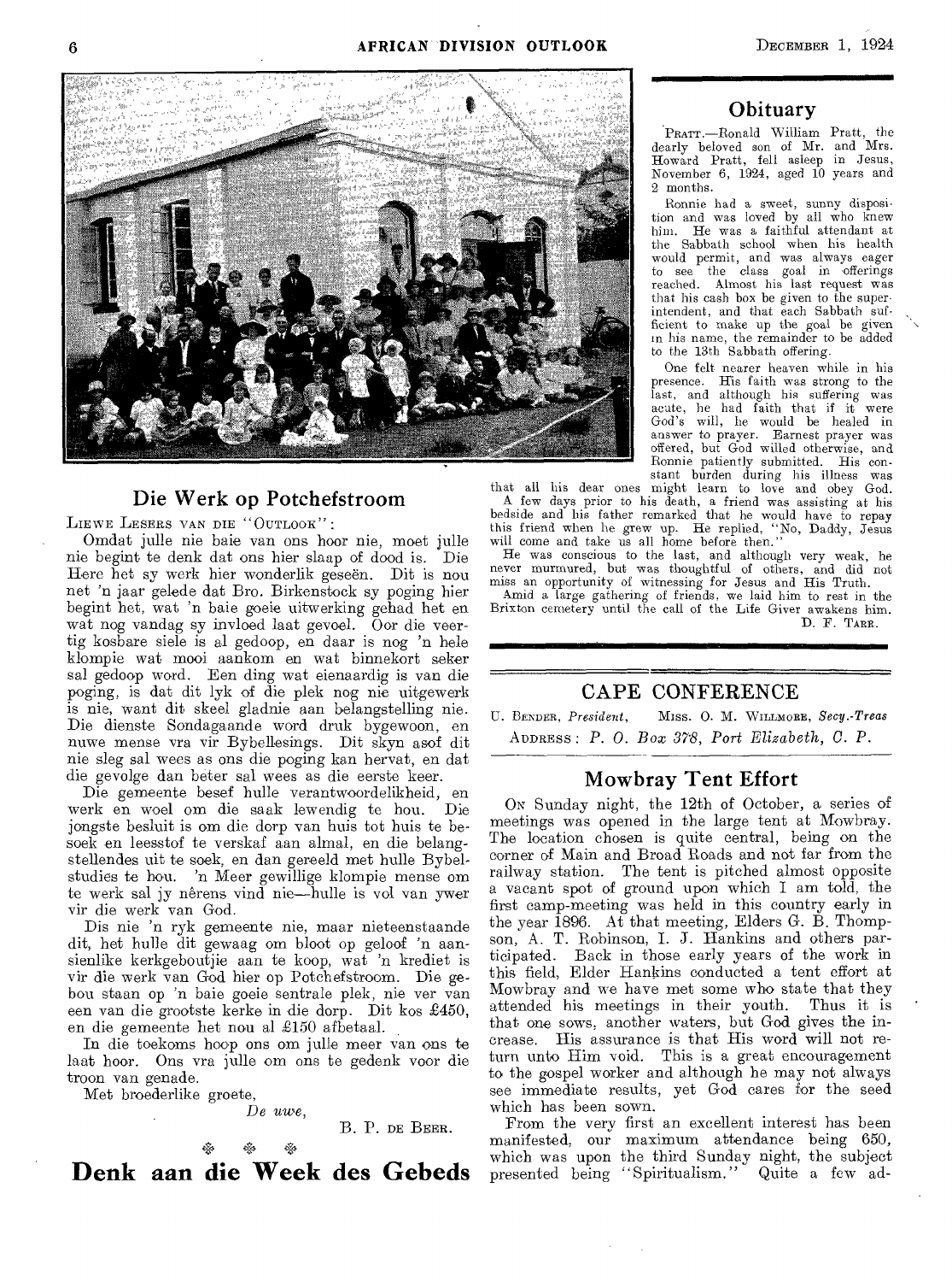## Die Werk op Potchefstroom

LIEWE LESERS VAN DIE "OUTLOOK":

Omdat julle nie baie van ons hoor nie, moet julle nie begint te denk dat ons hier slaap of dood is. Die Here het sy werk hier wonderlik geseën. Dit is nou net 'n jaar gelede dat Bro. Birkenstock sy poging hier begint het, wat 'n baie goeie uitwerking gehad het en wat nog vandag sy invloed laat gevoel. Oor die veertig kosbare siele is al gedoop, en daar is nog 'n hele klompie wat mooi aankom en wat binnekort seker sal gedoop word. Een ding wat eienaardig is van die poging, is dat dit lyk of die plek nog nie uitgewerk is nie, want dit skeel gladnie aan belangstelling nie. Die dienste Sondagaande word druk bygewoon, en nuwe mense vra vir Bybellesings. Dit skyn asof dit nie sleg sal wees as ons die poging kan hervat, en dat die gevolge dan beter sal wees as die eerste keer.

Die gemeente besef hulle verantwoordelikheid, en werk en woel om die saak lewendig te hou. Die jongste besluit is om die dorp van huis tot huis te besoek en leesstof te verskaf aan almal, en die belangstellendes uit te soek, en dan gereeld met hulle Bybelstudies te hou. 'n Meer gewillige klompie mense om te werk sal jy nêrens vind nie—hulle is vol van ywer vir die werk van God.

Dis nie 'n ryk gemeente nie, maar nieteenstaande dit, het hulle dit gewaag om bloot op geloof 'n aansienlike kerkgeboutjie aan te koop, wat 'n krediet is vir die werk van God hier op Potchefstroom. Die gebou staan op 'n baie goeie sentrale plek, nie ver van een van die grootste kerke in die dorp. Dit kos £450, en die gemeente het nou al £150 afbetaal.

In die toekoms hoop ons om julle meer van ons te laat hoor. Ons vra julle om ons te gedenk voor die troon van genade.

Met broederlike groete,

*De uwe,*

B. P. DE BEER.

# Denk aan die Week des Gebeds

## Obituary

PRATT.—Ronald William Pratt, the dearly beloved son of Mr. and Mrs. Howard Pratt, fell asleep in Jesus, November 6, 1924, aged 10 years and 2 months.

Ronnie had a sweet, sunny disposition and was loved by all who knew him. He was a faithful attendant at the Sabbath school when his health would permit, and was always eager to see the class goal in offerings reached. Almost his last request was that his cash box be given to the superintendent, and that each Sabbath sufficient to make up the goal be given in his name, the remainder to be added to the 13th Sabbath offering.

One felt nearer heaven while in his presence. His faith was strong to the last, and although his suffering was acute, he had faith that if it were God's will, he would be healed in answer to prayer. Earnest prayer was offered, but God willed otherwise, and Ronnie patiently submitted. His constant burden during his illness was that all his dear ones might learn to love and obey God.

A few days prior to his death, a friend was assisting at his bedside and his father remarked that he would have to repay this friend when he grew up. He replied, "No, Daddy, Jesus will come and take us all home before then."

He was conscious to the last, and although very weak, he never murmured, but was thoughtful of others, and did not miss an opportunity of witnessing for Jesus and His Truth.

Amid a large gathering of friends, we laid him to rest in the Brixton cemetery until the call of the Life Giver awakens him.

D. F. TARR.

## CAPE CONFERENCE

U. BENDER, *President*, MISS. O. M. WILLMORE, *Secy.-Treas*

ADDRESS: *P. O. Box 378, Port Elizabeth, C. P.*

### Mowbray Tent Effort

ON Sunday night, the 12th of October, a series of meetings was opened in the large tent at Mowbray. The location chosen is quite central, being on the corner of Main and Broad Roads and not far from the railway station. The tent is pitched almost opposite a vacant spot of ground upon which I am told, the first camp-meeting was held in this country early in the year 1896. At that meeting, Elders G. B. Thompson, A. T. Robinson, I. J. Hankins and others participated. Back in those early years of the work in this field, Elder Hankins conducted a tent effort at Mowbray and we have met some who state that they attended his meetings in their youth. Thus it is that one sows, another waters, but God gives the increase. His assurance is that His word will not return unto Him void. This is a great encouragement to the gospel worker and although he may not always see immediate results, yet God cares for the seed which has been sown.

From the very first an excellent interest has been manifested, our maximum attendance being 650, which was upon the third Sunday night, the subject presented being "Spiritualism." Quite a few ad-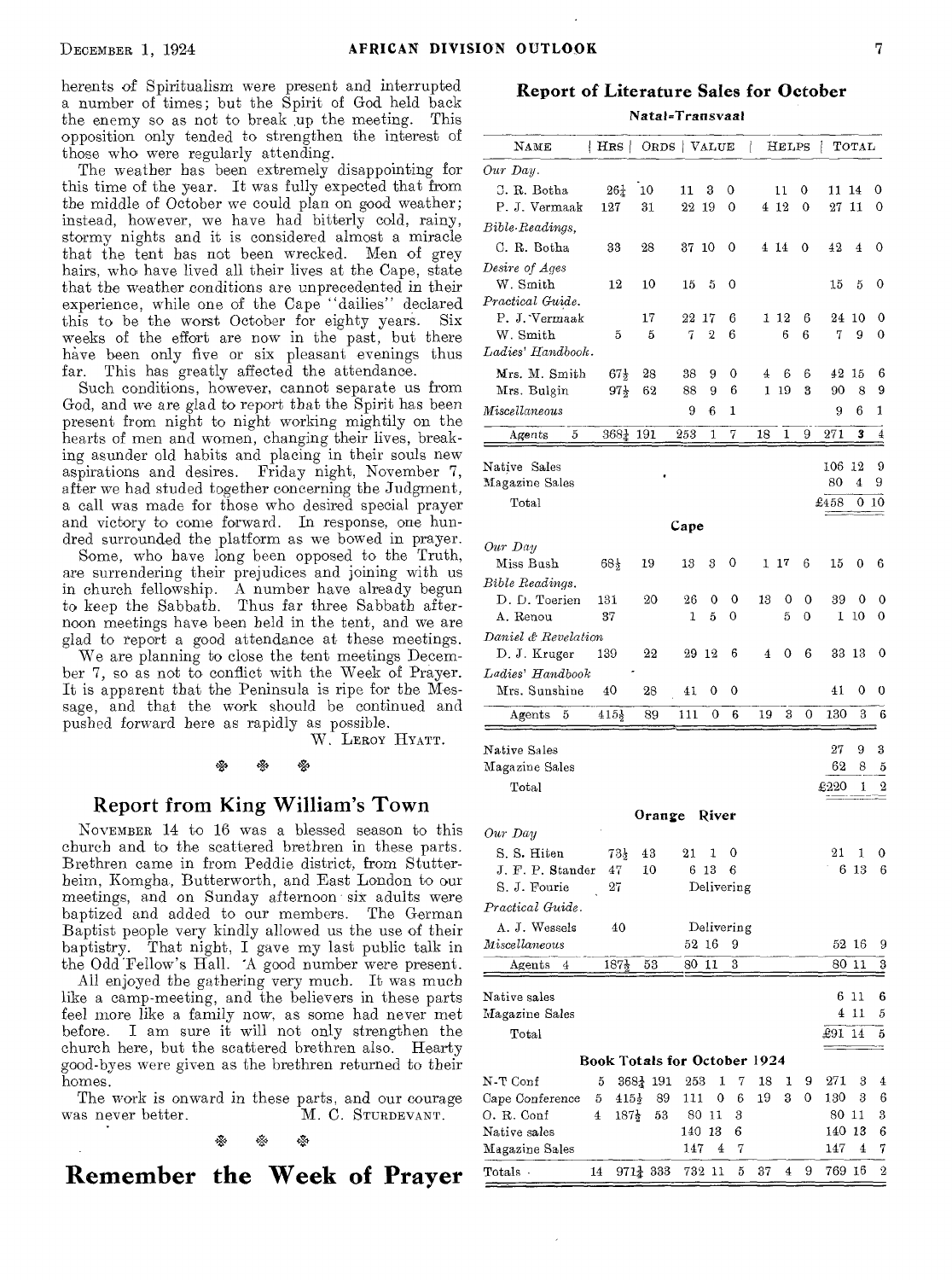herents of Spiritualism were present and interrupted a number of times; but the Spirit of God held back the enemy so as not to break up the meeting. This opposition only tended to strengthen the interest of those who were regularly attending.

The weather has been extremely disappointing for this time of the year. It was fully expected that from the middle of October we could plan on good weather; instead, however, we have had bitterly cold, rainy, stormy nights and it is considered almost a miracle that the tent has not been wrecked. Men of grey hairs, who have lived all their lives at the Cape, state that the weather conditions are unprecedented in their experience, while one of the Cape "dailies" declared this to be the worst October for eighty years. Six weeks of the effort are now in the past, but there have been only five or six pleasant evenings thus far. This has greatly affected the attendance.

Such conditions, however, cannot separate us from God, and we are glad to report that the Spirit has been present from night to night working mightily on the hearts of men and women, changing their lives, breaking asunder old habits and placing in their souls new aspirations and desires. Friday night, November 7, after we had studed together concerning the Judgment, a call was made for those who desired special prayer and victory to come forward. In response, one hundred surrounded the platform as we bowed in prayer.

Some, who have long been opposed to the Truth, are surrendering their prejudices and joining with us in church fellowship. A number have already begun to keep the Sabbath. Thus far three Sabbath afternoon meetings have been held in the tent, and we are glad to report a good attendance at these meetings.

We are planning to close the tent meetings December 7, so as not to conflict with the Week of Prayer. It is apparent that the Peninsula is ripe for the Message, and that the work should be continued and pushed forward here as rapidly as possible.

W. LEROY HYATT.

## Report from King William's Town

NOVEMBER 14 to 16 was a blessed season to this church and to the scattered brethren in these parts. Brethren came in from Peddie district, from Stutterheim, Komgha, Butterworth, and East London to our meetings, and on Sunday afternoon six adults were baptized and added to our members. The German Baptist people very kindly allowed us the use of their baptistry. That night, I gave my last public talk in the Odd Fellow's Hall. A good number were present.

All enjoyed the gathering very much. It was much like a camp-meeting, and the believers in these parts feel more like a family now, as some had never met before. I am sure it will not only strengthen the church here, but the scattered brethren also. Hearty good-byes were given as the brethren returned to their homes.

The work is onward in these parts, and our courage was never better.

M. C. STURDEVANT.

# Remember the Week of Prayer

## Report of Literature Sales for October

### Natal-Transvaal

| NAME | HRS | ORDS | VALUE | HELPS | TOTAL |
|---|---|---|---|---|---|
| *Our Day.* | | | | | |
| C. R. Botha | 26½ | 10 | 11 3 0 | 11 0 | 11 14 0 |
| P. J. Vermaak | 127 | 31 | 22 19 0 | 4 12 0 | 27 11 0 |
| *Bible Readings,* | | | | | |
| C. R. Botha | 33 | 28 | 37 10 0 | 4 14 0 | 42 4 0 |
| *Desire of Ages* | | | | | |
| W. Smith | 12 | 10 | 15 5 0 | | 15 5 0 |
| *Practical Guide.* | | | | | |
| P. J. Vermaak | | 17 | 22 17 6 | 1 12 6 | 24 10 0 |
| W. Smith | 5 | 5 | 7 2 6 | 6 6 | 7 9 0 |
| *Ladies' Handbook.* | | | | | |
| Mrs. M. Smith | 67½ | 28 | 38 9 0 | 4 6 6 | 42 15 6 |
| Mrs. Bulgin | 97½ | 62 | 88 9 6 | 1 19 3 | 90 8 9 |
| *Miscellaneous* | | | 9 6 1 | | 9 6 1 |
| Agents 5 | 368½ | 191 | 253 1 7 | 18 1 9 | 271 3 4 |
| Native Sales | | | | | 106 12 9 |
| Magazine Sales | | | | | 80 4 9 |
| Total | | | | | £458 0 10 |

### Cape

| NAME | HRS | ORDS | VALUE | HELPS | TOTAL |
|---|---|---|---|---|---|
| *Our Day* | | | | | |
| Miss Bush | 68½ | 19 | 13 3 0 | 1 17 6 | 15 0 6 |
| *Bible Readings.* | | | | | |
| D. D. Toerien | 131 | 20 | 26 0 0 | 13 0 0 | 39 0 0 |
| A. Renou | 37 | | 1 5 0 | 5 0 | 1 10 0 |
| *Daniel & Revelation* | | | | | |
| D. J. Kruger | 139 | 22 | 29 12 6 | 4 0 6 | 33 13 0 |
| *Ladies' Handbook* | | | | | |
| Mrs. Sunshine | 40 | 28 | 41 0 0 | | 41 0 0 |
| Agents 5 | 415½ | 89 | 111 0 6 | 19 3 0 | 130 3 6 |
| Native Sales | | | | | 27 9 3 |
| Magazine Sales | | | | | 62 8 5 |
| Total | | | | | £220 1 2 |

### Orange River

| NAME | HRS | ORDS | VALUE | HELPS | TOTAL |
|---|---|---|---|---|---|
| *Our Day* | | | | | |
| S. S. Hiten | 73½ | 43 | 21 1 0 | | 21 1 0 |
| J. F. P. Stander | 47 | 10 | 6 13 6 | | 6 13 6 |
| S. J. Fourie | 27 | | Delivering | | |
| *Practical Guide.* | | | | | |
| A. J. Wessels | 40 | | Delivering | | |
| *Miscellaneous* | | | 52 16 9 | | 52 16 9 |
| Agents 4 | 187½ | 53 | 80 11 3 | | 80 11 3 |
| Native sales | | | | | 6 11 6 |
| Magazine Sales | | | | | 4 11 5 |
| Total | | | | | £91 14 5 |

### Book Totals for October 1924

| | | HRS | ORDS | VALUE | HELPS | TOTAL |
|---|---|---|---|---|---|---|
| N-T Conf | 5 | 368½ | 191 | 253 1 7 | 18 1 9 | 271 3 4 |
| Cape Conference | 5 | 415½ | 89 | 111 0 6 | 19 3 0 | 130 3 6 |
| O. R. Conf | 4 | 187½ | 53 | 80 11 3 | | 80 11 3 |
| Native sales | | | | 140 13 6 | | 140 13 6 |
| Magazine Sales | | | | 147 4 7 | | 147 4 7 |
| Totals | 14 | 971½ | 333 | 732 11 5 | 37 4 9 | 769 16 2 |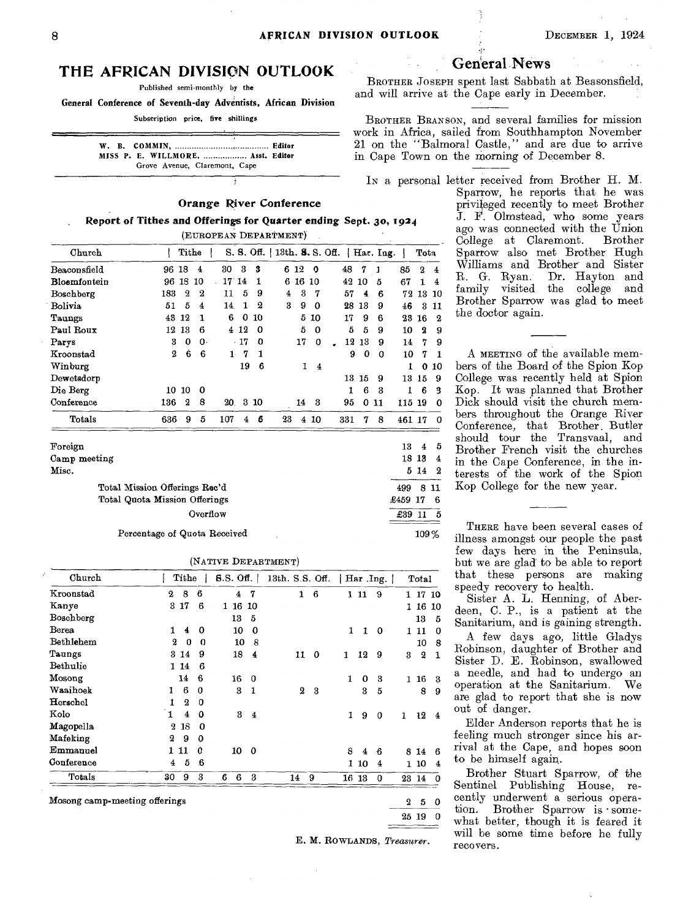# THE AFRICAN DIVISION OUTLOOK

Published semi-monthly by the

General Conference of Seventh-day Adventists, African Division

Subscription price, five shillings

W. B. COMMIN, ........................................ Editor
MISS P. E. WILLMORE, .................. Asst. Editor
Grove Avenue, Claremont, Cape

## Orange River Conference

### Report of Tithes and Offerings for Quarter ending Sept. 30, 1924

(EUROPEAN DEPARTMENT)

| Church | Tithe | S. S. Off. | 13th. S. S. Off. | Har. Ing. | Tota |
|---|---|---|---|---|---|
| Beaconsfield | 96 18 4 | 30 3 3 | 6 12 0 | 48 7 1 | 85 2 4 |
| Bloemfontein | 96 18 10 | 17 14 1 | 6 16 10 | 42 10 5 | 67 1 4 |
| Boschberg | 183 2 2 | 11 5 9 | 4 3 7 | 57 4 6 | 72 13 10 |
| Bolivia | 51 5 4 | 14 1 2 | 3 9 0 | 28 13 9 | 46 3 11 |
| Taungs | 43 12 1 | 6 0 10 | 5 10 | 17 9 6 | 23 16 2 |
| Paul Roux | 12 13 6 | 4 12 0 | 5 0 | 5 5 9 | 10 2 9 |
| Parys | 3 0 0 | 17 0 | 17 0 | 12 13 9 | 14 7 9 |
| Kroonstad | 2 6 6 | 1 7 1 | | 9 0 0 | 10 7 1 |
| Winburg | | 19 6 | 1 4 | | 1 0 10 |
| Dewetsdorp | | | | 13 15 9 | 13 15 9 |
| Die Berg | 10 10 0 | | | 1 6 3 | 1 6 3 |
| Conference | 136 2 8 | 20 3 10 | 14 3 | 95 0 11 | 115 19 0 |
| Totals | 636 9 5 | 107 4 6 | 23 4 10 | 331 7 8 | 461 17 0 |

| | |
|---|---|
| Foreign | 13 4 5 |
| Camp meeting | 18 13 4 |
| Misc. | 5 14 2 |
| Total Mission Offerings Rec'd | 499 8 11 |
| Total Quota Mission Offerings | £459 17 6 |
| Overflow | £39 11 5 |
| Percentage of Quota Received | 109% |

(NATIVE DEPARTMENT)

| Church | Tithe | S.S. Off. | 13th. S.S. Off. | Har. Ing. | Total |
|---|---|---|---|---|---|
| Kroonstad | 2 8 6 | 4 7 | 1 6 | 1 11 9 | 1 17 10 |
| Kanye | 3 17 6 | 1 16 10 | | | 1 16 10 |
| Boschberg | | 13 5 | | | 13 5 |
| Berea | 1 4 0 | 10 0 | | 1 1 0 | 1 11 0 |
| Bethlehem | 2 0 0 | 10 8 | | | 10 8 |
| Taungs | 3 14 9 | 18 4 | 11 0 | 1 12 9 | 3 2 1 |
| Bethulie | 1 14 6 | | | | |
| Mosong | 14 6 | 16 0 | | 1 0 3 | 1 16 3 |
| Waaihoek | 1 6 0 | 3 1 | 2 3 | 3 5 | 8 9 |
| Herschel | 1 2 0 | | | | |
| Kolo | 1 4 0 | 3 4 | | 1 9 0 | 1 12 4 |
| Magopella | 2 18 0 | | | | |
| Mafeking | 2 9 0 | | | | |
| Emmanuel | 1 11 0 | 10 0 | | 8 4 6 | 8 14 6 |
| Conference | 4 5 6 | | | 1 10 4 | 1 10 4 |
| Totals | 30 9 3 | 6 6 3 | 14 9 | 16 13 0 | 23 14 0 |

| | |
|---|---|
| Mosong camp-meeting offerings | 2 5 0 |
| | 25 19 0 |

E. M. ROWLANDS, *Treasurer.*

## General News

BROTHER JOSEPH spent last Sabbath at Beasonsfield, and will arrive at the Cape early in December.

---

BROTHER BRANSON, and several families for mission work in Africa, sailed from Southhampton November 21 on the "Balmoral Castle," and are due to arrive in Cape Town on the morning of December 8.

---

IN a personal letter received from Brother H. M. Sparrow, he reports that he was privileged recently to meet Brother J. F. Olmstead, who some years ago was connected with the Union College at Claremont. Brother Sparrow also met Brother Hugh Williams and Brother and Sister R. G. Ryan. Dr. Hayton and family visited the college and Brother Sparrow was glad to meet the doctor again.

---

A MEETING of the available members of the Board of the Spion Kop College was recently held at Spion Kop. It was planned that Brother Dick should visit the church members throughout the Orange River Conference, that Brother Butler should tour the Transvaal, and Brother French visit the churches in the Cape Conference, in the interests of the work of the Spion Kop College for the new year.

---

THERE have been several cases of illness amongst our people the past few days here in the Peninsula, but we are glad to be able to report that these persons are making speedy recovery to health.

Sister A. L. Henning, of Aberdeen, C. P., is a patient at the Sanitarium, and is gaining strength.

A few days ago, little Gladys Robinson, daughter of Brother and Sister D. E. Robinson, swallowed a needle, and had to undergo an operation at the Sanitarium. We are glad to report that she is now out of danger.

Elder Anderson reports that he is feeling much stronger since his arrival at the Cape, and hopes soon to be himself again.

Brother Stuart Sparrow, of the Sentinel Publishing House, recently underwent a serious operation. Brother Sparrow is somewhat better, though it is feared it will be some time before he fully recovers.